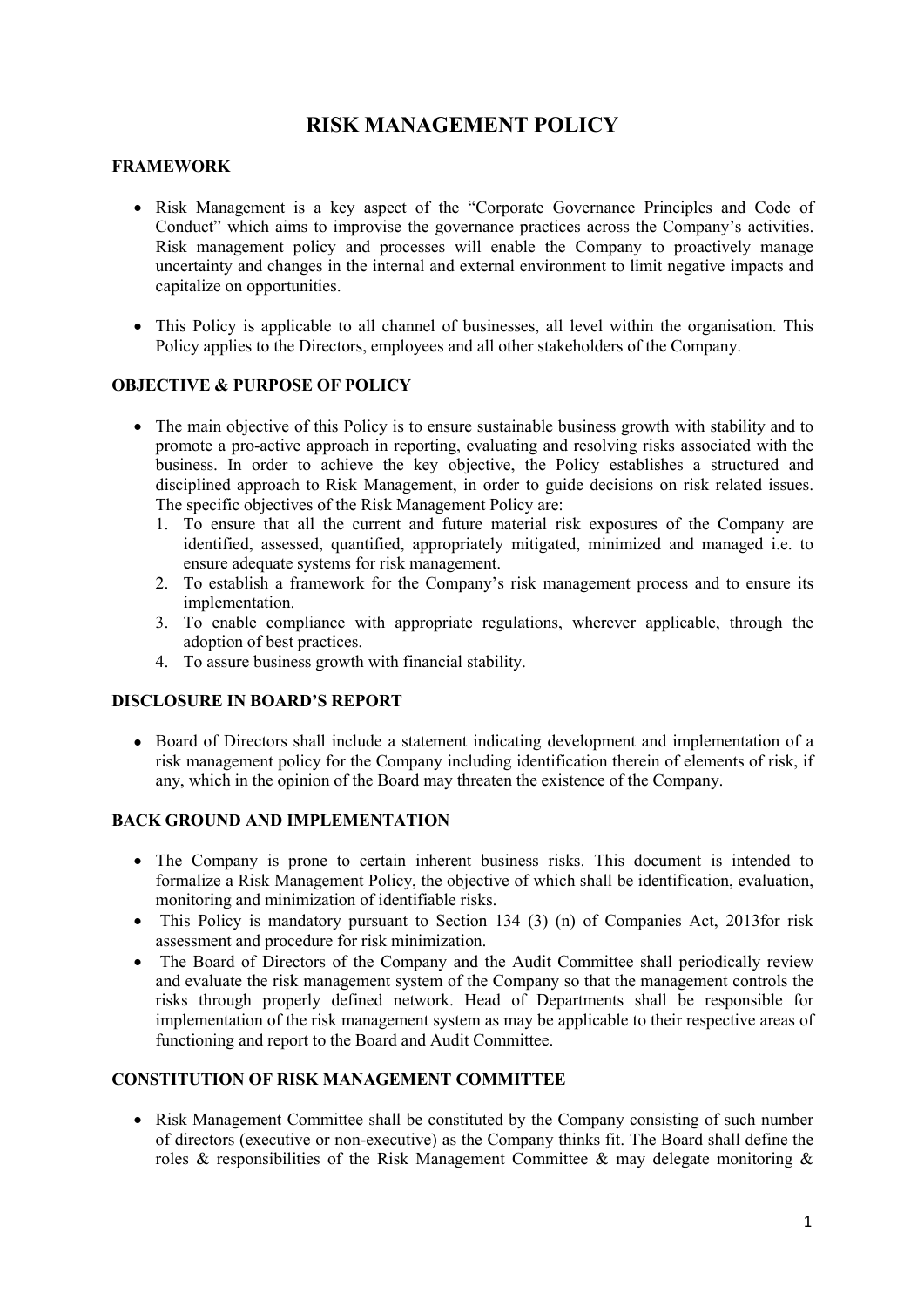# RISK MANAGEMENT POLICY

## FRAMEWORK

- Risk Management is a key aspect of the "Corporate Governance Principles and Code of Conduct" which aims to improvise the governance practices across the Company's activities. Risk management policy and processes will enable the Company to proactively manage uncertainty and changes in the internal and external environment to limit negative impacts and capitalize on opportunities.

- This Policy is applicable to all channel of businesses, all level within the organisation. This Policy applies to the Directors, employees and all other stakeholders of the Company.

## OBJECTIVE & PURPOSE OF POLICY

- The main objective of this Policy is to ensure sustainable business growth with stability and to promote a pro-active approach in reporting, evaluating and resolving risks associated with the business. In order to achieve the key objective, the Policy establishes a structured and disciplined approach to Risk Management, in order to guide decisions on risk related issues. The specific objectives of the Risk Management Policy are:
  1. To ensure that all the current and future material risk exposures of the Company are identified, assessed, quantified, appropriately mitigated, minimized and managed i.e. to ensure adequate systems for risk management.
  2. To establish a framework for the Company's risk management process and to ensure its implementation.
  3. To enable compliance with appropriate regulations, wherever applicable, through the adoption of best practices.
  4. To assure business growth with financial stability.

## DISCLOSURE IN BOARD'S REPORT

- Board of Directors shall include a statement indicating development and implementation of a risk management policy for the Company including identification therein of elements of risk, if any, which in the opinion of the Board may threaten the existence of the Company.

## BACK GROUND AND IMPLEMENTATION

- The Company is prone to certain inherent business risks. This document is intended to formalize a Risk Management Policy, the objective of which shall be identification, evaluation, monitoring and minimization of identifiable risks.
- This Policy is mandatory pursuant to Section 134 (3) (n) of Companies Act, 2013for risk assessment and procedure for risk minimization.
- The Board of Directors of the Company and the Audit Committee shall periodically review and evaluate the risk management system of the Company so that the management controls the risks through properly defined network. Head of Departments shall be responsible for implementation of the risk management system as may be applicable to their respective areas of functioning and report to the Board and Audit Committee.

## CONSTITUTION OF RISK MANAGEMENT COMMITTEE

- Risk Management Committee shall be constituted by the Company consisting of such number of directors (executive or non-executive) as the Company thinks fit. The Board shall define the roles & responsibilities of the Risk Management Committee & may delegate monitoring &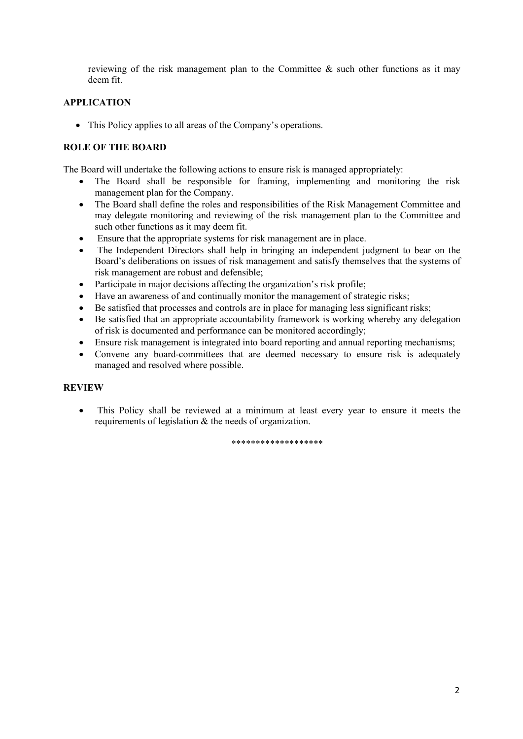reviewing of the risk management plan to the Committee & such other functions as it may deem fit.

**APPLICATION**

- This Policy applies to all areas of the Company's operations.

**ROLE OF THE BOARD**

The Board will undertake the following actions to ensure risk is managed appropriately:

- The Board shall be responsible for framing, implementing and monitoring the risk management plan for the Company.
- The Board shall define the roles and responsibilities of the Risk Management Committee and may delegate monitoring and reviewing of the risk management plan to the Committee and such other functions as it may deem fit.
- Ensure that the appropriate systems for risk management are in place.
- The Independent Directors shall help in bringing an independent judgment to bear on the Board's deliberations on issues of risk management and satisfy themselves that the systems of risk management are robust and defensible;
- Participate in major decisions affecting the organization's risk profile;
- Have an awareness of and continually monitor the management of strategic risks;
- Be satisfied that processes and controls are in place for managing less significant risks;
- Be satisfied that an appropriate accountability framework is working whereby any delegation of risk is documented and performance can be monitored accordingly;
- Ensure risk management is integrated into board reporting and annual reporting mechanisms;
- Convene any board-committees that are deemed necessary to ensure risk is adequately managed and resolved where possible.

**REVIEW**

- This Policy shall be reviewed at a minimum at least every year to ensure it meets the requirements of legislation & the needs of organization.

*******************